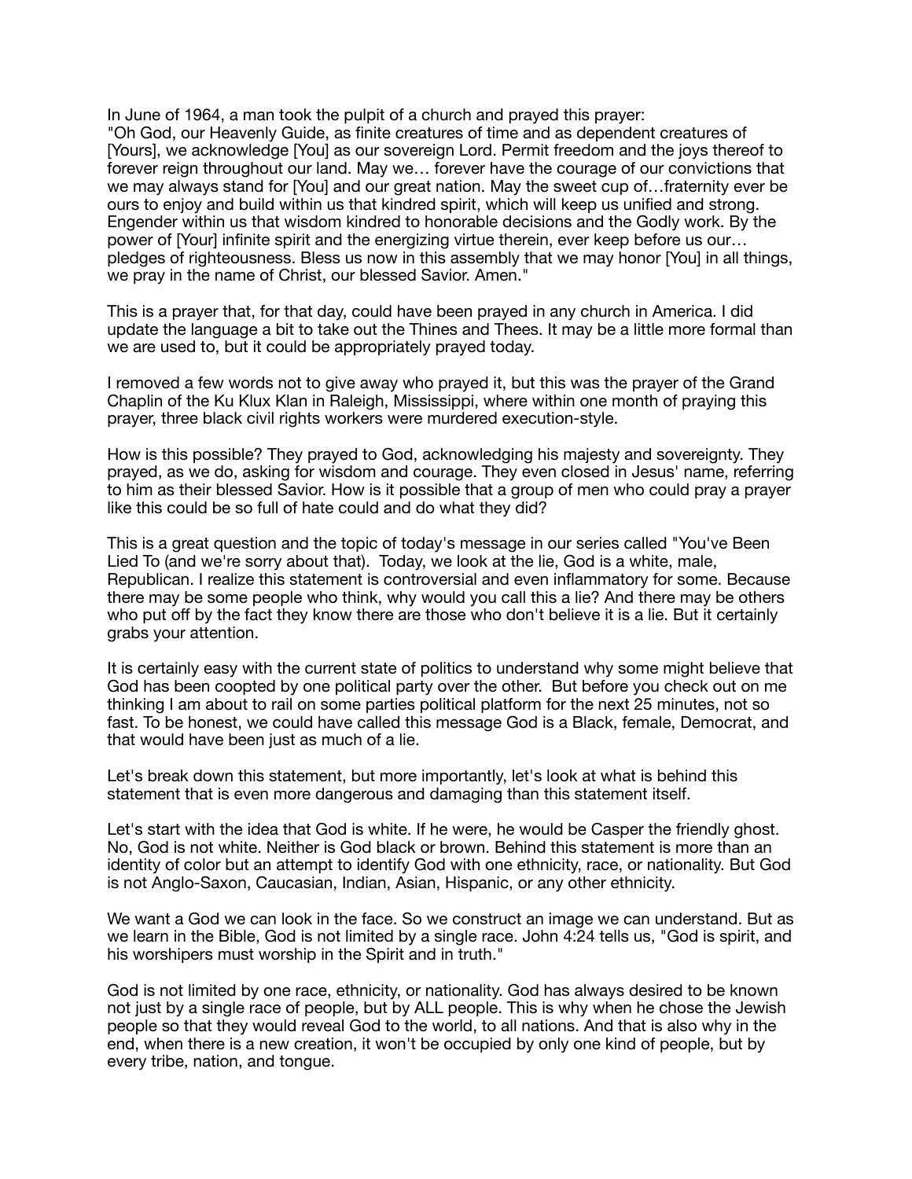In June of 1964, a man took the pulpit of a church and prayed this prayer:
"Oh God, our Heavenly Guide, as finite creatures of time and as dependent creatures of [Yours], we acknowledge [You] as our sovereign Lord. Permit freedom and the joys thereof to forever reign throughout our land. May we… forever have the courage of our convictions that we may always stand for [You] and our great nation. May the sweet cup of…fraternity ever be ours to enjoy and build within us that kindred spirit, which will keep us unified and strong. Engender within us that wisdom kindred to honorable decisions and the Godly work. By the power of [Your] infinite spirit and the energizing virtue therein, ever keep before us our… pledges of righteousness. Bless us now in this assembly that we may honor [You] in all things, we pray in the name of Christ, our blessed Savior. Amen."

This is a prayer that, for that day, could have been prayed in any church in America. I did update the language a bit to take out the Thines and Thees. It may be a little more formal than we are used to, but it could be appropriately prayed today.

I removed a few words not to give away who prayed it, but this was the prayer of the Grand Chaplin of the Ku Klux Klan in Raleigh, Mississippi, where within one month of praying this prayer, three black civil rights workers were murdered execution-style.

How is this possible? They prayed to God, acknowledging his majesty and sovereignty. They prayed, as we do, asking for wisdom and courage. They even closed in Jesus' name, referring to him as their blessed Savior. How is it possible that a group of men who could pray a prayer like this could be so full of hate could and do what they did?

This is a great question and the topic of today's message in our series called "You've Been Lied To (and we're sorry about that). Today, we look at the lie, God is a white, male, Republican. I realize this statement is controversial and even inflammatory for some. Because there may be some people who think, why would you call this a lie? And there may be others who put off by the fact they know there are those who don't believe it is a lie. But it certainly grabs your attention.

It is certainly easy with the current state of politics to understand why some might believe that God has been coopted by one political party over the other. But before you check out on me thinking I am about to rail on some parties political platform for the next 25 minutes, not so fast. To be honest, we could have called this message God is a Black, female, Democrat, and that would have been just as much of a lie.

Let's break down this statement, but more importantly, let's look at what is behind this statement that is even more dangerous and damaging than this statement itself.

Let's start with the idea that God is white. If he were, he would be Casper the friendly ghost. No, God is not white. Neither is God black or brown. Behind this statement is more than an identity of color but an attempt to identify God with one ethnicity, race, or nationality. But God is not Anglo-Saxon, Caucasian, Indian, Asian, Hispanic, or any other ethnicity.

We want a God we can look in the face. So we construct an image we can understand. But as we learn in the Bible, God is not limited by a single race. John 4:24 tells us, "God is spirit, and his worshipers must worship in the Spirit and in truth."

God is not limited by one race, ethnicity, or nationality. God has always desired to be known not just by a single race of people, but by ALL people. This is why when he chose the Jewish people so that they would reveal God to the world, to all nations. And that is also why in the end, when there is a new creation, it won't be occupied by only one kind of people, but by every tribe, nation, and tongue.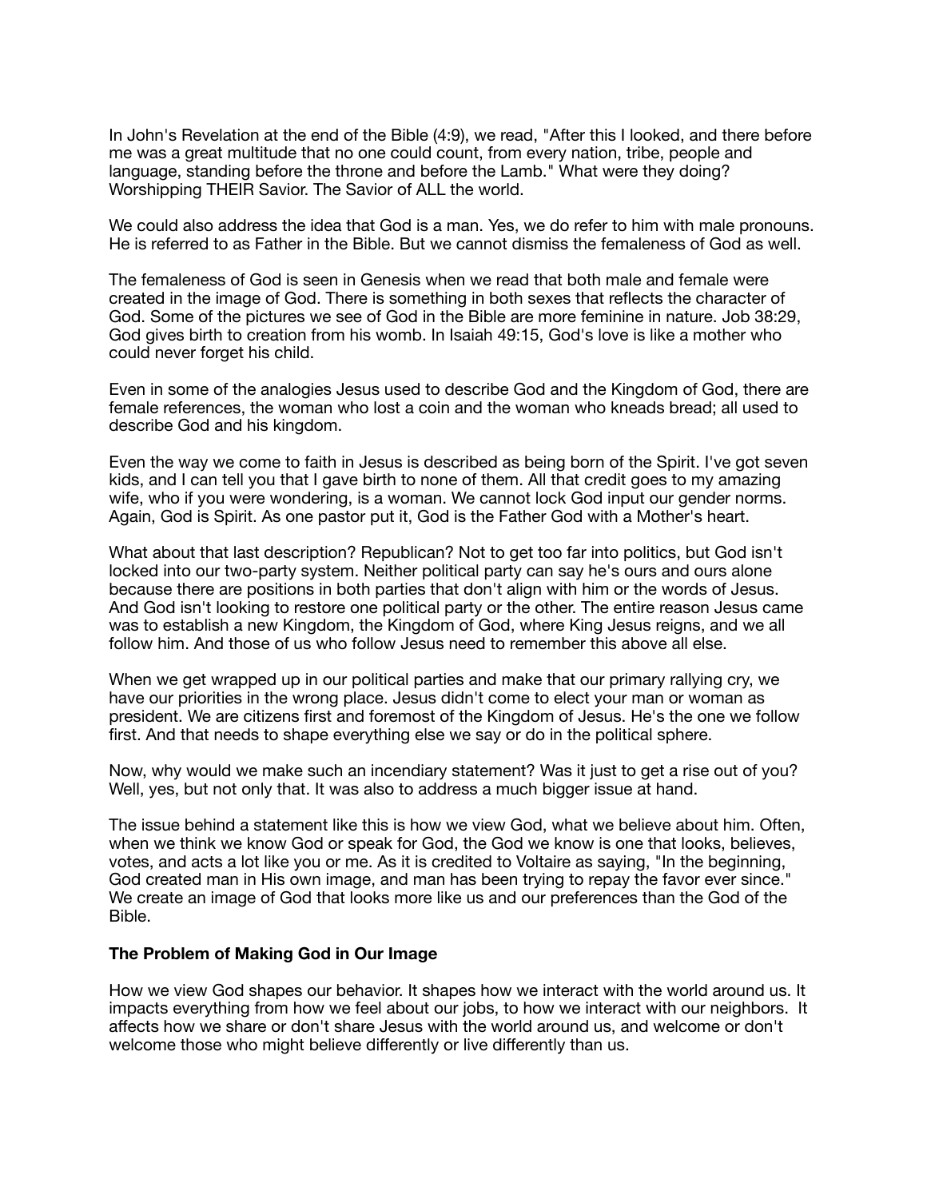In John's Revelation at the end of the Bible (4:9), we read, "After this I looked, and there before me was a great multitude that no one could count, from every nation, tribe, people and language, standing before the throne and before the Lamb." What were they doing? Worshipping THEIR Savior. The Savior of ALL the world.

We could also address the idea that God is a man. Yes, we do refer to him with male pronouns. He is referred to as Father in the Bible. But we cannot dismiss the femaleness of God as well.

The femaleness of God is seen in Genesis when we read that both male and female were created in the image of God. There is something in both sexes that reflects the character of God. Some of the pictures we see of God in the Bible are more feminine in nature. Job 38:29, God gives birth to creation from his womb. In Isaiah 49:15, God's love is like a mother who could never forget his child.

Even in some of the analogies Jesus used to describe God and the Kingdom of God, there are female references, the woman who lost a coin and the woman who kneads bread; all used to describe God and his kingdom.

Even the way we come to faith in Jesus is described as being born of the Spirit. I've got seven kids, and I can tell you that I gave birth to none of them. All that credit goes to my amazing wife, who if you were wondering, is a woman. We cannot lock God input our gender norms. Again, God is Spirit. As one pastor put it, God is the Father God with a Mother's heart.

What about that last description? Republican? Not to get too far into politics, but God isn't locked into our two-party system. Neither political party can say he's ours and ours alone because there are positions in both parties that don't align with him or the words of Jesus. And God isn't looking to restore one political party or the other. The entire reason Jesus came was to establish a new Kingdom, the Kingdom of God, where King Jesus reigns, and we all follow him. And those of us who follow Jesus need to remember this above all else.

When we get wrapped up in our political parties and make that our primary rallying cry, we have our priorities in the wrong place. Jesus didn't come to elect your man or woman as president. We are citizens first and foremost of the Kingdom of Jesus. He's the one we follow first. And that needs to shape everything else we say or do in the political sphere.

Now, why would we make such an incendiary statement? Was it just to get a rise out of you? Well, yes, but not only that. It was also to address a much bigger issue at hand.

The issue behind a statement like this is how we view God, what we believe about him. Often, when we think we know God or speak for God, the God we know is one that looks, believes, votes, and acts a lot like you or me. As it is credited to Voltaire as saying, "In the beginning, God created man in His own image, and man has been trying to repay the favor ever since." We create an image of God that looks more like us and our preferences than the God of the Bible.

**The Problem of Making God in Our Image**

How we view God shapes our behavior. It shapes how we interact with the world around us. It impacts everything from how we feel about our jobs, to how we interact with our neighbors. It affects how we share or don't share Jesus with the world around us, and welcome or don't welcome those who might believe differently or live differently than us.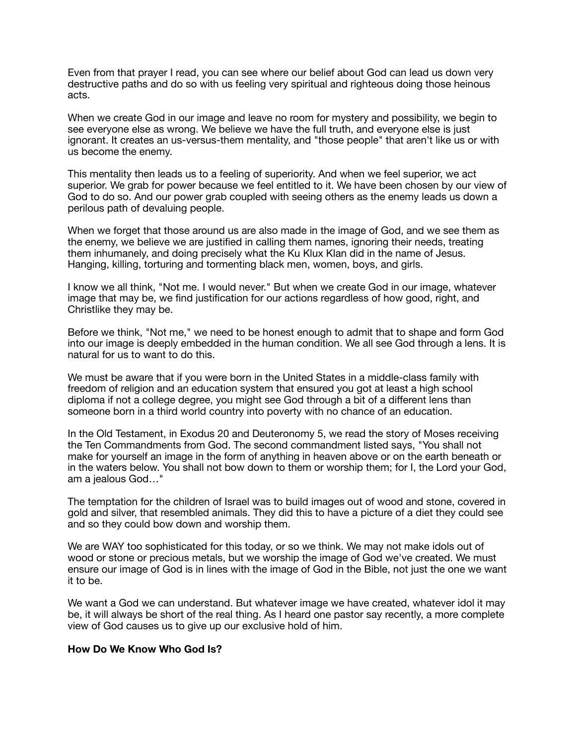Even from that prayer I read, you can see where our belief about God can lead us down very destructive paths and do so with us feeling very spiritual and righteous doing those heinous acts.

When we create God in our image and leave no room for mystery and possibility, we begin to see everyone else as wrong. We believe we have the full truth, and everyone else is just ignorant. It creates an us-versus-them mentality, and "those people" that aren't like us or with us become the enemy.

This mentality then leads us to a feeling of superiority. And when we feel superior, we act superior. We grab for power because we feel entitled to it. We have been chosen by our view of God to do so. And our power grab coupled with seeing others as the enemy leads us down a perilous path of devaluing people.

When we forget that those around us are also made in the image of God, and we see them as the enemy, we believe we are justified in calling them names, ignoring their needs, treating them inhumanely, and doing precisely what the Ku Klux Klan did in the name of Jesus. Hanging, killing, torturing and tormenting black men, women, boys, and girls.

I know we all think, "Not me. I would never." But when we create God in our image, whatever image that may be, we find justification for our actions regardless of how good, right, and Christlike they may be.

Before we think, "Not me," we need to be honest enough to admit that to shape and form God into our image is deeply embedded in the human condition. We all see God through a lens. It is natural for us to want to do this.

We must be aware that if you were born in the United States in a middle-class family with freedom of religion and an education system that ensured you got at least a high school diploma if not a college degree, you might see God through a bit of a different lens than someone born in a third world country into poverty with no chance of an education.

In the Old Testament, in Exodus 20 and Deuteronomy 5, we read the story of Moses receiving the Ten Commandments from God. The second commandment listed says, "You shall not make for yourself an image in the form of anything in heaven above or on the earth beneath or in the waters below. You shall not bow down to them or worship them; for I, the Lord your God, am a jealous God…"

The temptation for the children of Israel was to build images out of wood and stone, covered in gold and silver, that resembled animals. They did this to have a picture of a diet they could see and so they could bow down and worship them.

We are WAY too sophisticated for this today, or so we think. We may not make idols out of wood or stone or precious metals, but we worship the image of God we've created. We must ensure our image of God is in lines with the image of God in the Bible, not just the one we want it to be.

We want a God we can understand. But whatever image we have created, whatever idol it may be, it will always be short of the real thing. As I heard one pastor say recently, a more complete view of God causes us to give up our exclusive hold of him.

**How Do We Know Who God Is?**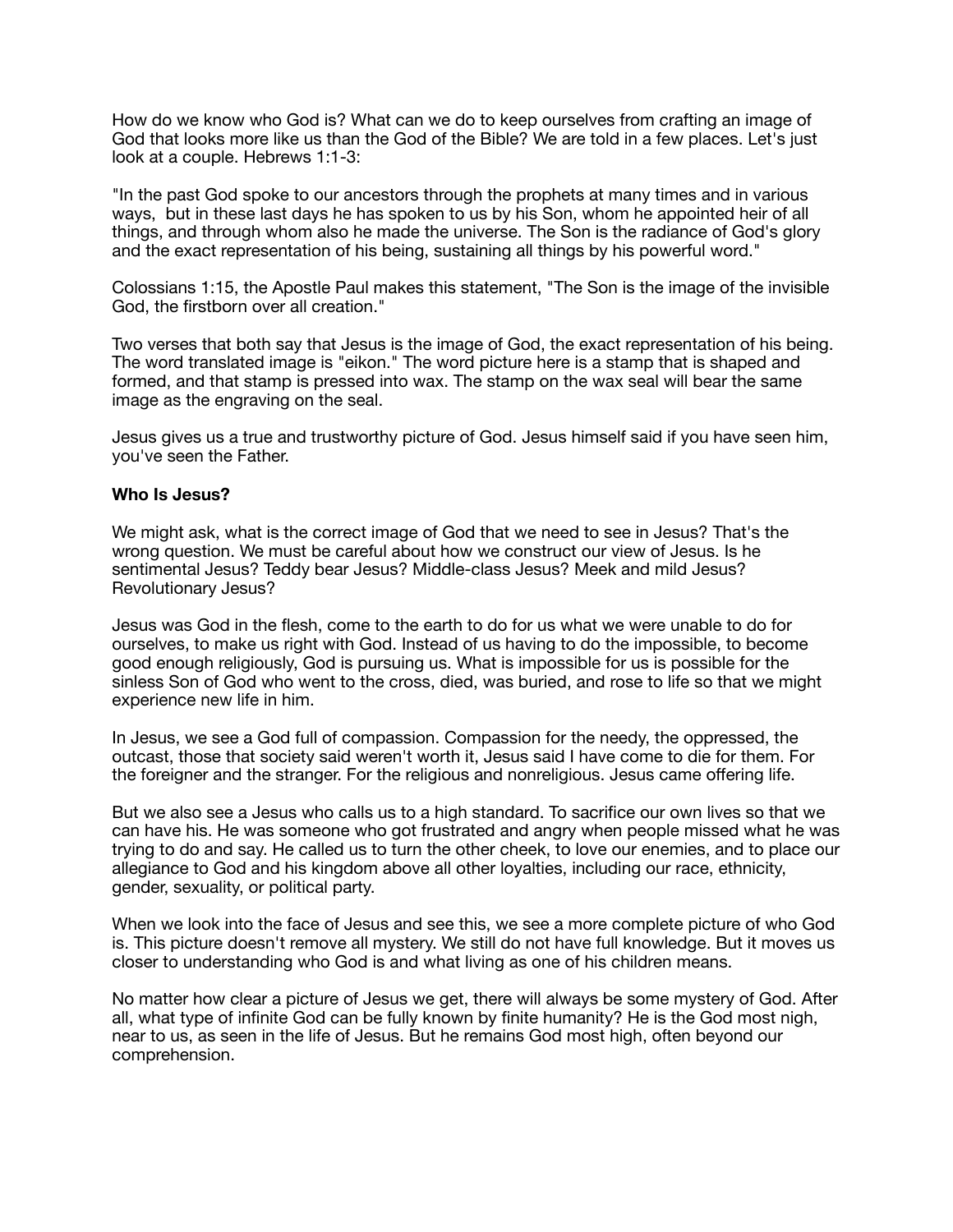How do we know who God is? What can we do to keep ourselves from crafting an image of God that looks more like us than the God of the Bible? We are told in a few places. Let's just look at a couple. Hebrews 1:1-3:

"In the past God spoke to our ancestors through the prophets at many times and in various ways, but in these last days he has spoken to us by his Son, whom he appointed heir of all things, and through whom also he made the universe. The Son is the radiance of God's glory and the exact representation of his being, sustaining all things by his powerful word."

Colossians 1:15, the Apostle Paul makes this statement, "The Son is the image of the invisible God, the firstborn over all creation."

Two verses that both say that Jesus is the image of God, the exact representation of his being. The word translated image is "eikon." The word picture here is a stamp that is shaped and formed, and that stamp is pressed into wax. The stamp on the wax seal will bear the same image as the engraving on the seal.

Jesus gives us a true and trustworthy picture of God. Jesus himself said if you have seen him, you've seen the Father.

**Who Is Jesus?**

We might ask, what is the correct image of God that we need to see in Jesus? That's the wrong question. We must be careful about how we construct our view of Jesus. Is he sentimental Jesus? Teddy bear Jesus? Middle-class Jesus? Meek and mild Jesus? Revolutionary Jesus?

Jesus was God in the flesh, come to the earth to do for us what we were unable to do for ourselves, to make us right with God. Instead of us having to do the impossible, to become good enough religiously, God is pursuing us. What is impossible for us is possible for the sinless Son of God who went to the cross, died, was buried, and rose to life so that we might experience new life in him.

In Jesus, we see a God full of compassion. Compassion for the needy, the oppressed, the outcast, those that society said weren't worth it, Jesus said I have come to die for them. For the foreigner and the stranger. For the religious and nonreligious. Jesus came offering life.

But we also see a Jesus who calls us to a high standard. To sacrifice our own lives so that we can have his. He was someone who got frustrated and angry when people missed what he was trying to do and say. He called us to turn the other cheek, to love our enemies, and to place our allegiance to God and his kingdom above all other loyalties, including our race, ethnicity, gender, sexuality, or political party.

When we look into the face of Jesus and see this, we see a more complete picture of who God is. This picture doesn't remove all mystery. We still do not have full knowledge. But it moves us closer to understanding who God is and what living as one of his children means.

No matter how clear a picture of Jesus we get, there will always be some mystery of God. After all, what type of infinite God can be fully known by finite humanity? He is the God most nigh, near to us, as seen in the life of Jesus. But he remains God most high, often beyond our comprehension.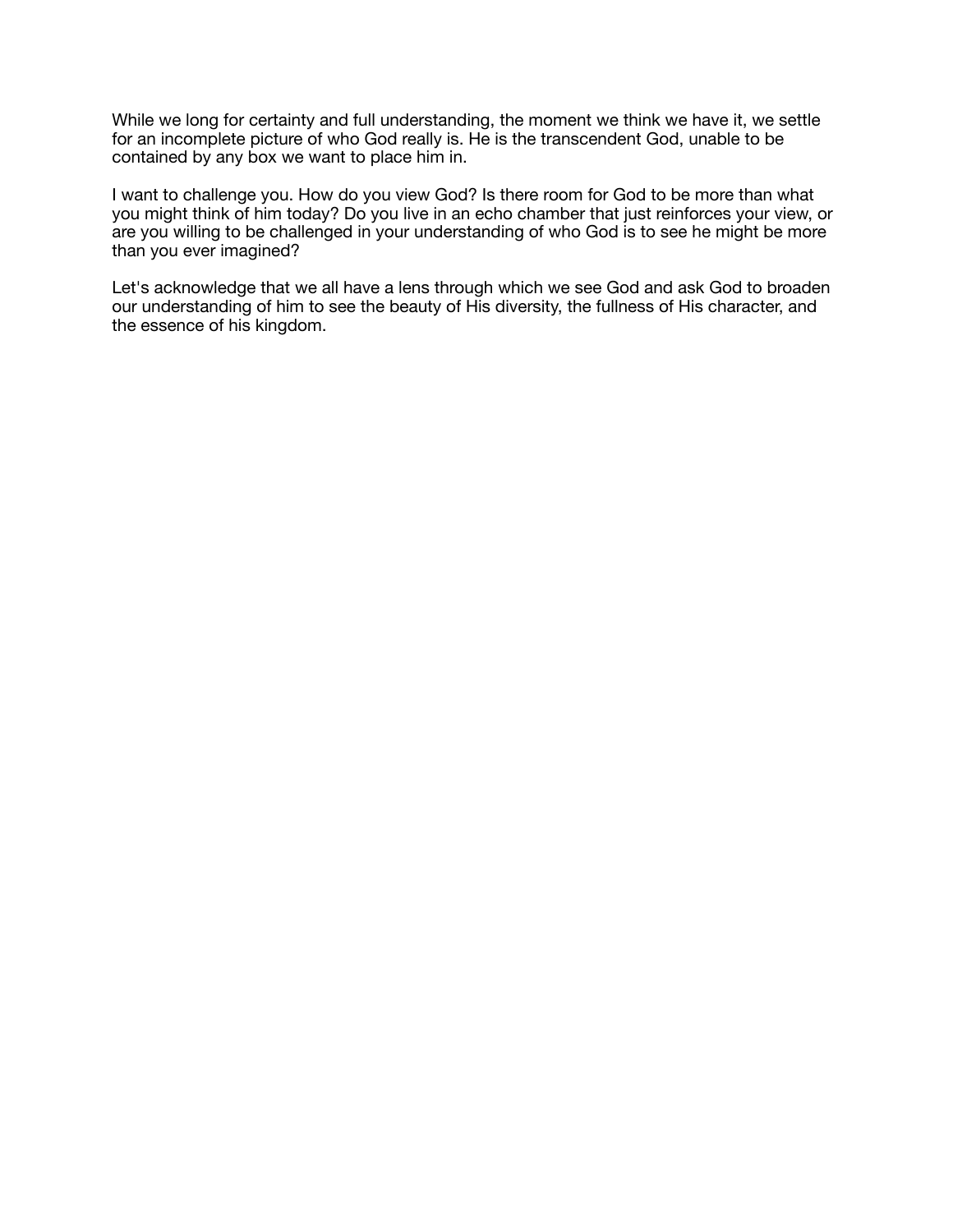While we long for certainty and full understanding, the moment we think we have it, we settle for an incomplete picture of who God really is. He is the transcendent God, unable to be contained by any box we want to place him in.

I want to challenge you. How do you view God? Is there room for God to be more than what you might think of him today? Do you live in an echo chamber that just reinforces your view, or are you willing to be challenged in your understanding of who God is to see he might be more than you ever imagined?

Let's acknowledge that we all have a lens through which we see God and ask God to broaden our understanding of him to see the beauty of His diversity, the fullness of His character, and the essence of his kingdom.